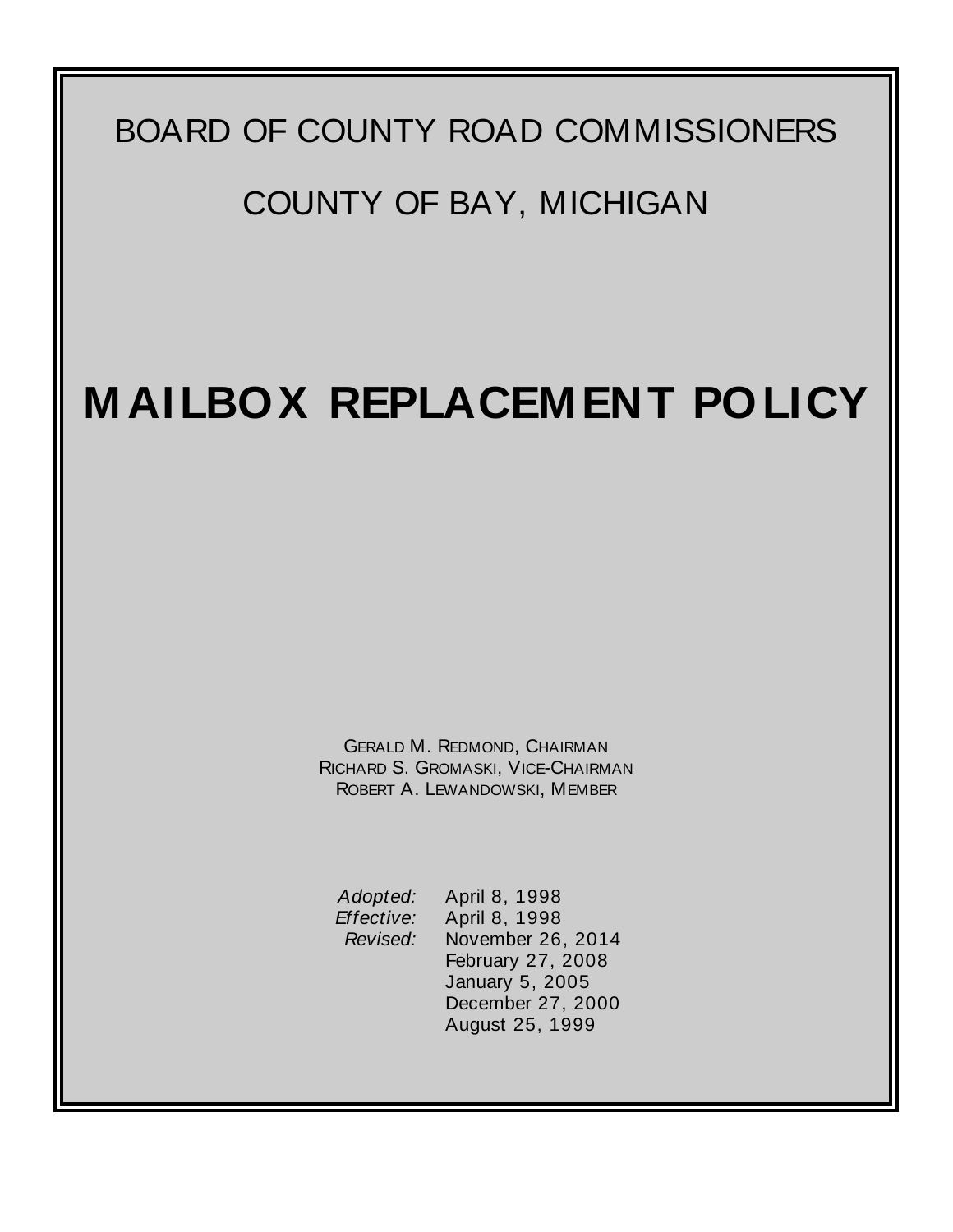BOARD OF COUNTY ROAD COMMISSIONERS

COUNTY OF BAY, MICHIGAN

# MAILBOX REPLACEMENT POLICY

GERALD M. REDMOND, CHAIRMAN
RICHARD S. GROMASKI, VICE-CHAIRMAN
ROBERT A. LEWANDOWSKI, MEMBER

*Adopted:* April 8, 1998
*Effective:* April 8, 1998
*Revised:* November 26, 2014
February 27, 2008
January 5, 2005
December 27, 2000
August 25, 1999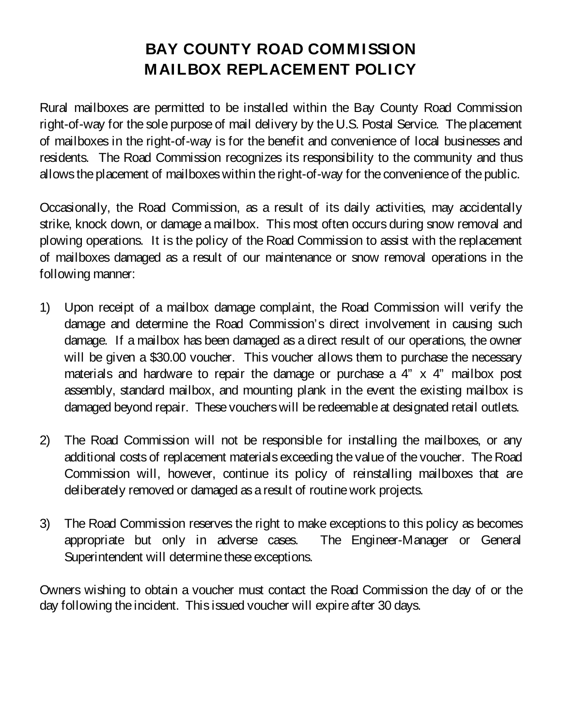# BAY COUNTY ROAD COMMISSION
# MAILBOX REPLACEMENT POLICY

Rural mailboxes are permitted to be installed within the Bay County Road Commission right-of-way for the sole purpose of mail delivery by the U.S. Postal Service. The placement of mailboxes in the right-of-way is for the benefit and convenience of local businesses and residents. The Road Commission recognizes its responsibility to the community and thus allows the placement of mailboxes within the right-of-way for the convenience of the public.

Occasionally, the Road Commission, as a result of its daily activities, may accidentally strike, knock down, or damage a mailbox. This most often occurs during snow removal and plowing operations. It is the policy of the Road Commission to assist with the replacement of mailboxes damaged as a result of our maintenance or snow removal operations in the following manner:

1) Upon receipt of a mailbox damage complaint, the Road Commission will verify the damage and determine the Road Commission's direct involvement in causing such damage. If a mailbox has been damaged as a direct result of our operations, the owner will be given a $30.00 voucher. This voucher allows them to purchase the necessary materials and hardware to repair the damage or purchase a 4" x 4" mailbox post assembly, standard mailbox, and mounting plank in the event the existing mailbox is damaged beyond repair. These vouchers will be redeemable at designated retail outlets.

2) The Road Commission will not be responsible for installing the mailboxes, or any additional costs of replacement materials exceeding the value of the voucher. The Road Commission will, however, continue its policy of reinstalling mailboxes that are deliberately removed or damaged as a result of routine work projects.

3) The Road Commission reserves the right to make exceptions to this policy as becomes appropriate but only in adverse cases. The Engineer-Manager or General Superintendent will determine these exceptions.

Owners wishing to obtain a voucher must contact the Road Commission the day of or the day following the incident. This issued voucher will expire after 30 days.